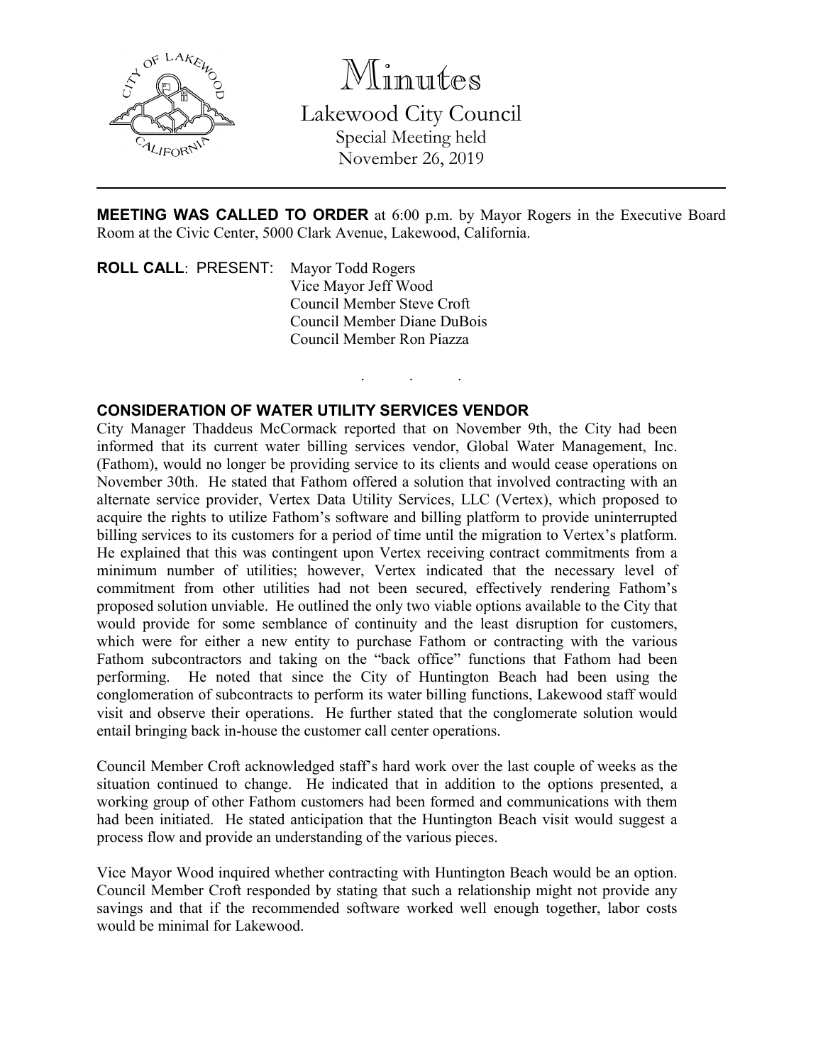# Minutes

## Lakewood City Council

Special Meeting held
November 26, 2019

---

**MEETING WAS CALLED TO ORDER** at 6:00 p.m. by Mayor Rogers in the Executive Board Room at the Civic Center, 5000 Clark Avenue, Lakewood, California.

**ROLL CALL**: PRESENT: Mayor Todd Rogers
Vice Mayor Jeff Wood
Council Member Steve Croft
Council Member Diane DuBois
Council Member Ron Piazza

. . .

### CONSIDERATION OF WATER UTILITY SERVICES VENDOR

City Manager Thaddeus McCormack reported that on November 9th, the City had been informed that its current water billing services vendor, Global Water Management, Inc. (Fathom), would no longer be providing service to its clients and would cease operations on November 30th. He stated that Fathom offered a solution that involved contracting with an alternate service provider, Vertex Data Utility Services, LLC (Vertex), which proposed to acquire the rights to utilize Fathom's software and billing platform to provide uninterrupted billing services to its customers for a period of time until the migration to Vertex's platform. He explained that this was contingent upon Vertex receiving contract commitments from a minimum number of utilities; however, Vertex indicated that the necessary level of commitment from other utilities had not been secured, effectively rendering Fathom's proposed solution unviable. He outlined the only two viable options available to the City that would provide for some semblance of continuity and the least disruption for customers, which were for either a new entity to purchase Fathom or contracting with the various Fathom subcontractors and taking on the "back office" functions that Fathom had been performing. He noted that since the City of Huntington Beach had been using the conglomeration of subcontracts to perform its water billing functions, Lakewood staff would visit and observe their operations. He further stated that the conglomerate solution would entail bringing back in-house the customer call center operations.

Council Member Croft acknowledged staff's hard work over the last couple of weeks as the situation continued to change. He indicated that in addition to the options presented, a working group of other Fathom customers had been formed and communications with them had been initiated. He stated anticipation that the Huntington Beach visit would suggest a process flow and provide an understanding of the various pieces.

Vice Mayor Wood inquired whether contracting with Huntington Beach would be an option. Council Member Croft responded by stating that such a relationship might not provide any savings and that if the recommended software worked well enough together, labor costs would be minimal for Lakewood.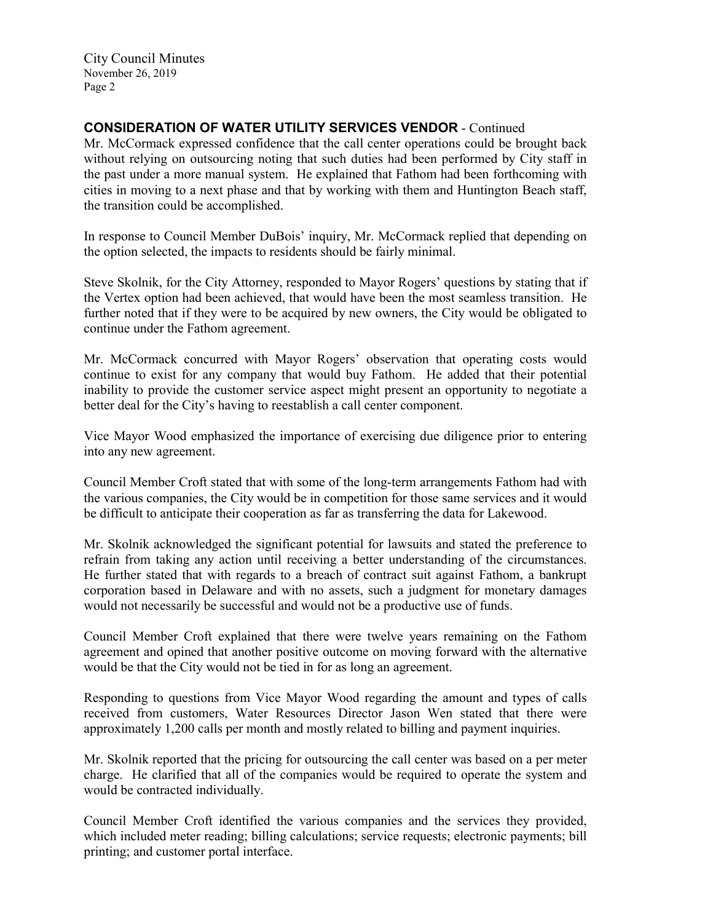### CONSIDERATION OF WATER UTILITY SERVICES VENDOR - Continued

Mr. McCormack expressed confidence that the call center operations could be brought back without relying on outsourcing noting that such duties had been performed by City staff in the past under a more manual system. He explained that Fathom had been forthcoming with cities in moving to a next phase and that by working with them and Huntington Beach staff, the transition could be accomplished.

In response to Council Member DuBois' inquiry, Mr. McCormack replied that depending on the option selected, the impacts to residents should be fairly minimal.

Steve Skolnik, for the City Attorney, responded to Mayor Rogers' questions by stating that if the Vertex option had been achieved, that would have been the most seamless transition. He further noted that if they were to be acquired by new owners, the City would be obligated to continue under the Fathom agreement.

Mr. McCormack concurred with Mayor Rogers' observation that operating costs would continue to exist for any company that would buy Fathom. He added that their potential inability to provide the customer service aspect might present an opportunity to negotiate a better deal for the City's having to reestablish a call center component.

Vice Mayor Wood emphasized the importance of exercising due diligence prior to entering into any new agreement.

Council Member Croft stated that with some of the long-term arrangements Fathom had with the various companies, the City would be in competition for those same services and it would be difficult to anticipate their cooperation as far as transferring the data for Lakewood.

Mr. Skolnik acknowledged the significant potential for lawsuits and stated the preference to refrain from taking any action until receiving a better understanding of the circumstances. He further stated that with regards to a breach of contract suit against Fathom, a bankrupt corporation based in Delaware and with no assets, such a judgment for monetary damages would not necessarily be successful and would not be a productive use of funds.

Council Member Croft explained that there were twelve years remaining on the Fathom agreement and opined that another positive outcome on moving forward with the alternative would be that the City would not be tied in for as long an agreement.

Responding to questions from Vice Mayor Wood regarding the amount and types of calls received from customers, Water Resources Director Jason Wen stated that there were approximately 1,200 calls per month and mostly related to billing and payment inquiries.

Mr. Skolnik reported that the pricing for outsourcing the call center was based on a per meter charge. He clarified that all of the companies would be required to operate the system and would be contracted individually.

Council Member Croft identified the various companies and the services they provided, which included meter reading; billing calculations; service requests; electronic payments; bill printing; and customer portal interface.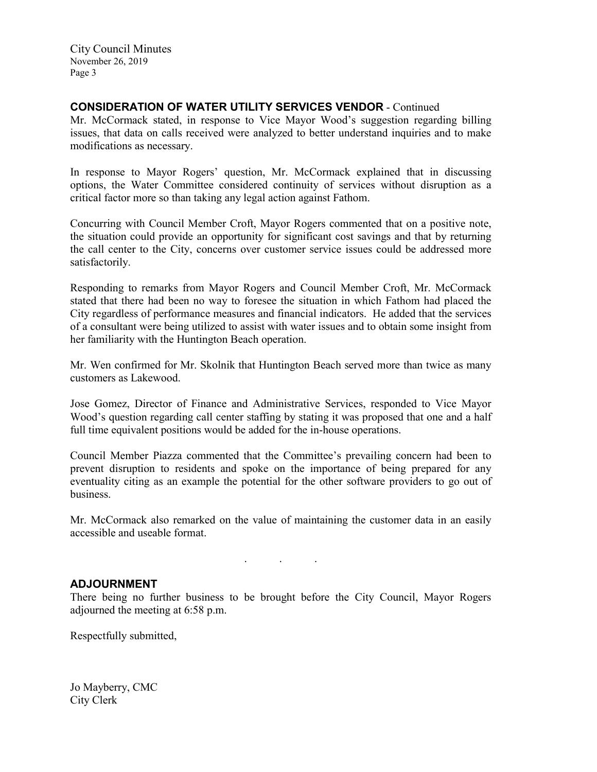## CONSIDERATION OF WATER UTILITY SERVICES VENDOR - Continued

Mr. McCormack stated, in response to Vice Mayor Wood's suggestion regarding billing issues, that data on calls received were analyzed to better understand inquiries and to make modifications as necessary.

In response to Mayor Rogers' question, Mr. McCormack explained that in discussing options, the Water Committee considered continuity of services without disruption as a critical factor more so than taking any legal action against Fathom.

Concurring with Council Member Croft, Mayor Rogers commented that on a positive note, the situation could provide an opportunity for significant cost savings and that by returning the call center to the City, concerns over customer service issues could be addressed more satisfactorily.

Responding to remarks from Mayor Rogers and Council Member Croft, Mr. McCormack stated that there had been no way to foresee the situation in which Fathom had placed the City regardless of performance measures and financial indicators. He added that the services of a consultant were being utilized to assist with water issues and to obtain some insight from her familiarity with the Huntington Beach operation.

Mr. Wen confirmed for Mr. Skolnik that Huntington Beach served more than twice as many customers as Lakewood.

Jose Gomez, Director of Finance and Administrative Services, responded to Vice Mayor Wood's question regarding call center staffing by stating it was proposed that one and a half full time equivalent positions would be added for the in-house operations.

Council Member Piazza commented that the Committee's prevailing concern had been to prevent disruption to residents and spoke on the importance of being prepared for any eventuality citing as an example the potential for the other software providers to go out of business.

Mr. McCormack also remarked on the value of maintaining the customer data in an easily accessible and useable format.

. . .

## ADJOURNMENT

There being no further business to be brought before the City Council, Mayor Rogers adjourned the meeting at 6:58 p.m.

Respectfully submitted,

Jo Mayberry, CMC  
City Clerk